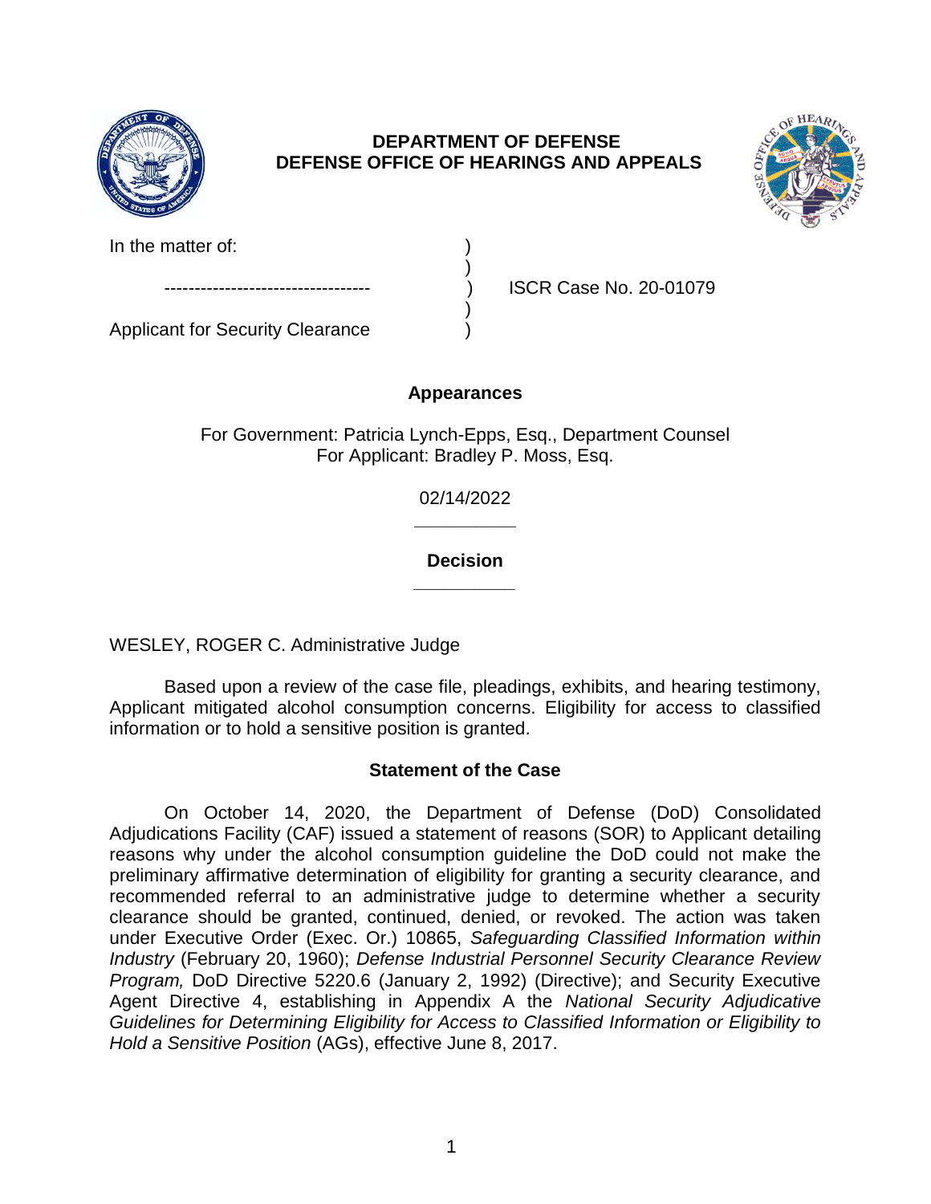**DEPARTMENT OF DEFENSE**
**DEFENSE OFFICE OF HEARINGS AND APPEALS**

| | | |
|---|---|---|
| In the matter of: | ) | |
| | ) | |
| ---------------------------------- | ) | ISCR Case No. 20-01079 |
| | ) | |
| Applicant for Security Clearance | ) | |

**Appearances**

For Government: Patricia Lynch-Epps, Esq., Department Counsel
For Applicant: Bradley P. Moss, Esq.

02/14/2022

______________

**Decision**

______________

WESLEY, ROGER C. Administrative Judge

Based upon a review of the case file, pleadings, exhibits, and hearing testimony, Applicant mitigated alcohol consumption concerns. Eligibility for access to classified information or to hold a sensitive position is granted.

## Statement of the Case

On October 14, 2020, the Department of Defense (DoD) Consolidated Adjudications Facility (CAF) issued a statement of reasons (SOR) to Applicant detailing reasons why under the alcohol consumption guideline the DoD could not make the preliminary affirmative determination of eligibility for granting a security clearance, and recommended referral to an administrative judge to determine whether a security clearance should be granted, continued, denied, or revoked. The action was taken under Executive Order (Exec. Or.) 10865, *Safeguarding Classified Information within Industry* (February 20, 1960); *Defense Industrial Personnel Security Clearance Review Program,* DoD Directive 5220.6 (January 2, 1992) (Directive); and Security Executive Agent Directive 4, establishing in Appendix A the *National Security Adjudicative Guidelines for Determining Eligibility for Access to Classified Information or Eligibility to Hold a Sensitive Position* (AGs), effective June 8, 2017.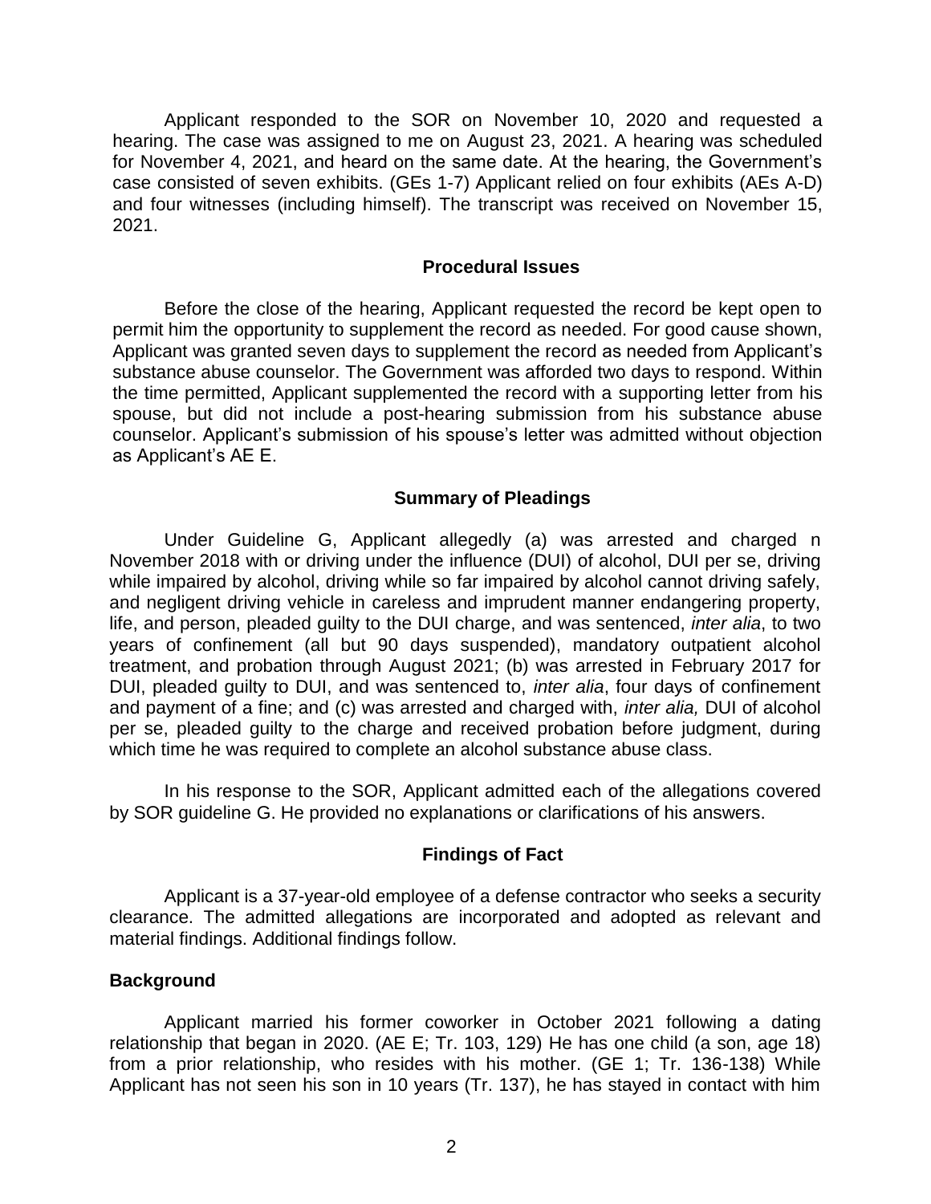Applicant responded to the SOR on November 10, 2020 and requested a hearing. The case was assigned to me on August 23, 2021. A hearing was scheduled for November 4, 2021, and heard on the same date. At the hearing, the Government's case consisted of seven exhibits. (GEs 1-7) Applicant relied on four exhibits (AEs A-D) and four witnesses (including himself). The transcript was received on November 15, 2021.

## Procedural Issues

Before the close of the hearing, Applicant requested the record be kept open to permit him the opportunity to supplement the record as needed. For good cause shown, Applicant was granted seven days to supplement the record as needed from Applicant's substance abuse counselor. The Government was afforded two days to respond. Within the time permitted, Applicant supplemented the record with a supporting letter from his spouse, but did not include a post-hearing submission from his substance abuse counselor. Applicant's submission of his spouse's letter was admitted without objection as Applicant's AE E.

## Summary of Pleadings

Under Guideline G, Applicant allegedly (a) was arrested and charged n November 2018 with or driving under the influence (DUI) of alcohol, DUI per se, driving while impaired by alcohol, driving while so far impaired by alcohol cannot driving safely, and negligent driving vehicle in careless and imprudent manner endangering property, life, and person, pleaded guilty to the DUI charge, and was sentenced, *inter alia*, to two years of confinement (all but 90 days suspended), mandatory outpatient alcohol treatment, and probation through August 2021; (b) was arrested in February 2017 for DUI, pleaded guilty to DUI, and was sentenced to, *inter alia*, four days of confinement and payment of a fine; and (c) was arrested and charged with, *inter alia,* DUI of alcohol per se, pleaded guilty to the charge and received probation before judgment, during which time he was required to complete an alcohol substance abuse class.

In his response to the SOR, Applicant admitted each of the allegations covered by SOR guideline G. He provided no explanations or clarifications of his answers.

## Findings of Fact

Applicant is a 37-year-old employee of a defense contractor who seeks a security clearance. The admitted allegations are incorporated and adopted as relevant and material findings. Additional findings follow.

### Background

Applicant married his former coworker in October 2021 following a dating relationship that began in 2020. (AE E; Tr. 103, 129) He has one child (a son, age 18) from a prior relationship, who resides with his mother. (GE 1; Tr. 136-138) While Applicant has not seen his son in 10 years (Tr. 137), he has stayed in contact with him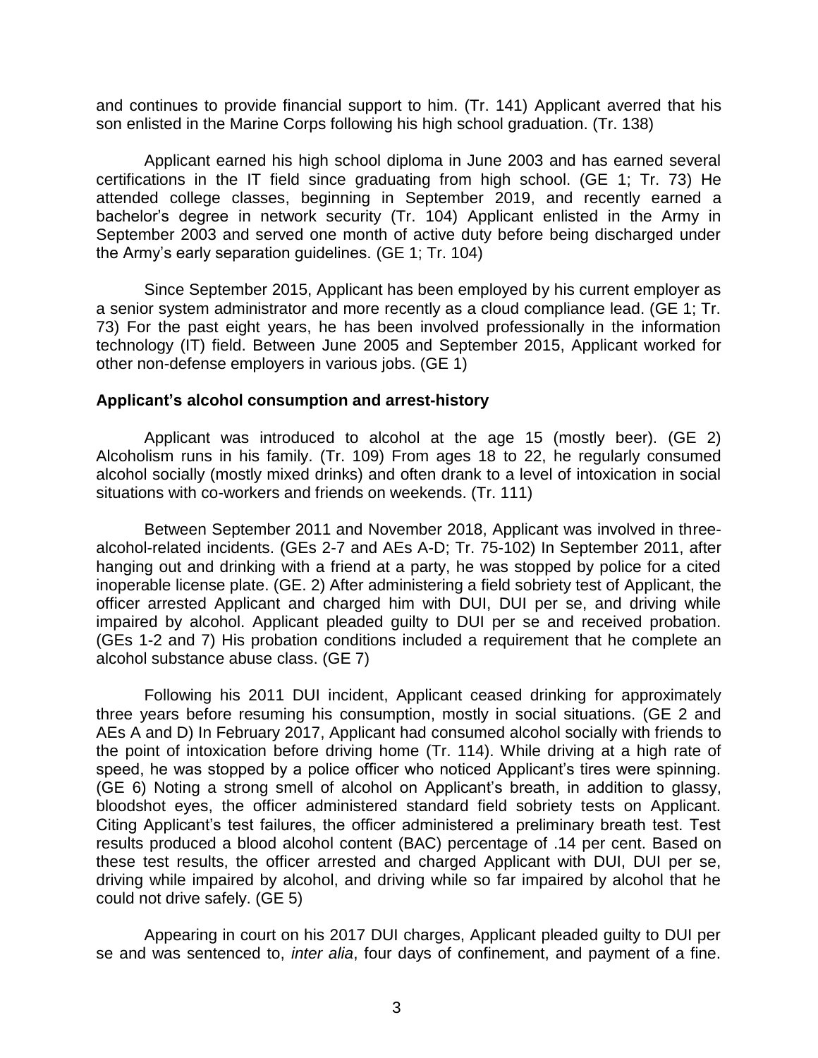and continues to provide financial support to him. (Tr. 141) Applicant averred that his son enlisted in the Marine Corps following his high school graduation. (Tr. 138)

Applicant earned his high school diploma in June 2003 and has earned several certifications in the IT field since graduating from high school. (GE 1; Tr. 73) He attended college classes, beginning in September 2019, and recently earned a bachelor's degree in network security (Tr. 104) Applicant enlisted in the Army in September 2003 and served one month of active duty before being discharged under the Army's early separation guidelines. (GE 1; Tr. 104)

Since September 2015, Applicant has been employed by his current employer as a senior system administrator and more recently as a cloud compliance lead. (GE 1; Tr. 73) For the past eight years, he has been involved professionally in the information technology (IT) field. Between June 2005 and September 2015, Applicant worked for other non-defense employers in various jobs. (GE 1)

**Applicant's alcohol consumption and arrest-history**

Applicant was introduced to alcohol at the age 15 (mostly beer). (GE 2) Alcoholism runs in his family. (Tr. 109) From ages 18 to 22, he regularly consumed alcohol socially (mostly mixed drinks) and often drank to a level of intoxication in social situations with co-workers and friends on weekends. (Tr. 111)

Between September 2011 and November 2018, Applicant was involved in three-alcohol-related incidents. (GEs 2-7 and AEs A-D; Tr. 75-102) In September 2011, after hanging out and drinking with a friend at a party, he was stopped by police for a cited inoperable license plate. (GE. 2) After administering a field sobriety test of Applicant, the officer arrested Applicant and charged him with DUI, DUI per se, and driving while impaired by alcohol. Applicant pleaded guilty to DUI per se and received probation. (GEs 1-2 and 7) His probation conditions included a requirement that he complete an alcohol substance abuse class. (GE 7)

Following his 2011 DUI incident, Applicant ceased drinking for approximately three years before resuming his consumption, mostly in social situations. (GE 2 and AEs A and D) In February 2017, Applicant had consumed alcohol socially with friends to the point of intoxication before driving home (Tr. 114). While driving at a high rate of speed, he was stopped by a police officer who noticed Applicant's tires were spinning. (GE 6) Noting a strong smell of alcohol on Applicant's breath, in addition to glassy, bloodshot eyes, the officer administered standard field sobriety tests on Applicant. Citing Applicant's test failures, the officer administered a preliminary breath test. Test results produced a blood alcohol content (BAC) percentage of .14 per cent. Based on these test results, the officer arrested and charged Applicant with DUI, DUI per se, driving while impaired by alcohol, and driving while so far impaired by alcohol that he could not drive safely. (GE 5)

Appearing in court on his 2017 DUI charges, Applicant pleaded guilty to DUI per se and was sentenced to, *inter alia*, four days of confinement, and payment of a fine.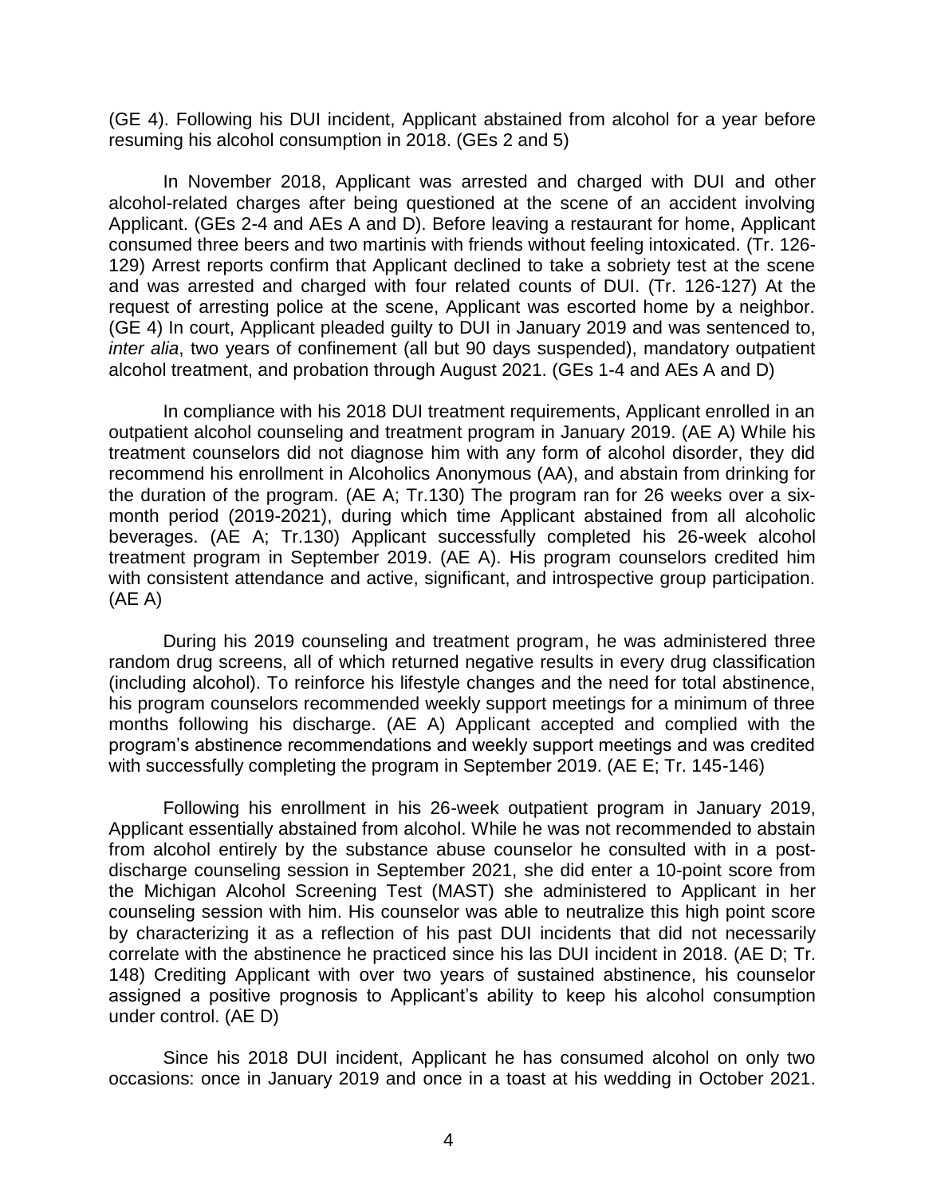(GE 4). Following his DUI incident, Applicant abstained from alcohol for a year before resuming his alcohol consumption in 2018. (GEs 2 and 5)

In November 2018, Applicant was arrested and charged with DUI and other alcohol-related charges after being questioned at the scene of an accident involving Applicant. (GEs 2-4 and AEs A and D). Before leaving a restaurant for home, Applicant consumed three beers and two martinis with friends without feeling intoxicated. (Tr. 126-129) Arrest reports confirm that Applicant declined to take a sobriety test at the scene and was arrested and charged with four related counts of DUI. (Tr. 126-127) At the request of arresting police at the scene, Applicant was escorted home by a neighbor. (GE 4) In court, Applicant pleaded guilty to DUI in January 2019 and was sentenced to, *inter alia*, two years of confinement (all but 90 days suspended), mandatory outpatient alcohol treatment, and probation through August 2021. (GEs 1-4 and AEs A and D)

In compliance with his 2018 DUI treatment requirements, Applicant enrolled in an outpatient alcohol counseling and treatment program in January 2019. (AE A) While his treatment counselors did not diagnose him with any form of alcohol disorder, they did recommend his enrollment in Alcoholics Anonymous (AA), and abstain from drinking for the duration of the program. (AE A; Tr.130) The program ran for 26 weeks over a six-month period (2019-2021), during which time Applicant abstained from all alcoholic beverages. (AE A; Tr.130) Applicant successfully completed his 26-week alcohol treatment program in September 2019. (AE A). His program counselors credited him with consistent attendance and active, significant, and introspective group participation. (AE A)

During his 2019 counseling and treatment program, he was administered three random drug screens, all of which returned negative results in every drug classification (including alcohol). To reinforce his lifestyle changes and the need for total abstinence, his program counselors recommended weekly support meetings for a minimum of three months following his discharge. (AE A) Applicant accepted and complied with the program's abstinence recommendations and weekly support meetings and was credited with successfully completing the program in September 2019. (AE E; Tr. 145-146)

Following his enrollment in his 26-week outpatient program in January 2019, Applicant essentially abstained from alcohol. While he was not recommended to abstain from alcohol entirely by the substance abuse counselor he consulted with in a post-discharge counseling session in September 2021, she did enter a 10-point score from the Michigan Alcohol Screening Test (MAST) she administered to Applicant in her counseling session with him. His counselor was able to neutralize this high point score by characterizing it as a reflection of his past DUI incidents that did not necessarily correlate with the abstinence he practiced since his las DUI incident in 2018. (AE D; Tr. 148) Crediting Applicant with over two years of sustained abstinence, his counselor assigned a positive prognosis to Applicant's ability to keep his alcohol consumption under control. (AE D)

Since his 2018 DUI incident, Applicant he has consumed alcohol on only two occasions: once in January 2019 and once in a toast at his wedding in October 2021.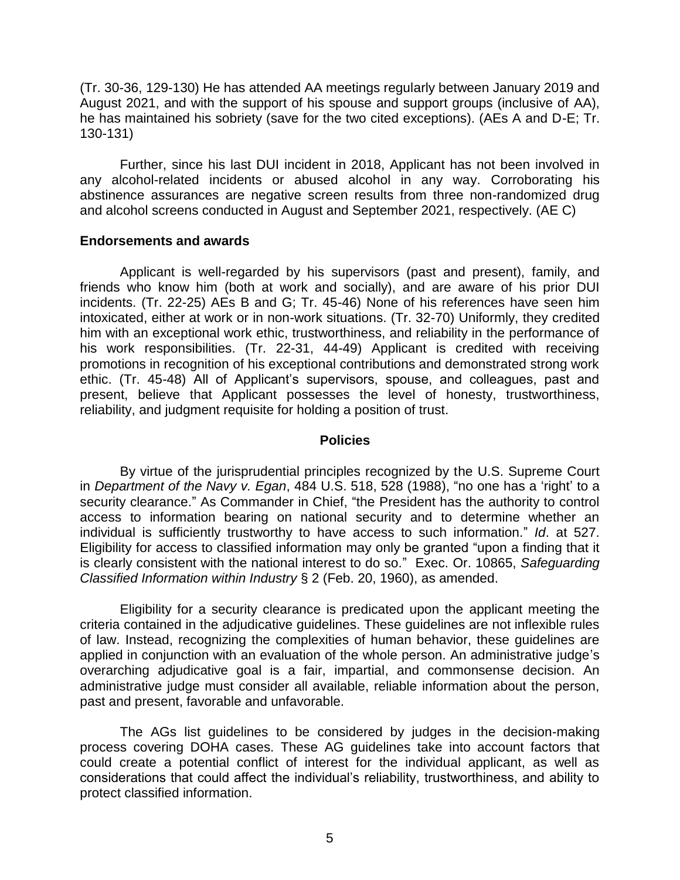(Tr. 30-36, 129-130) He has attended AA meetings regularly between January 2019 and August 2021, and with the support of his spouse and support groups (inclusive of AA), he has maintained his sobriety (save for the two cited exceptions). (AEs A and D-E; Tr. 130-131)

Further, since his last DUI incident in 2018, Applicant has not been involved in any alcohol-related incidents or abused alcohol in any way. Corroborating his abstinence assurances are negative screen results from three non-randomized drug and alcohol screens conducted in August and September 2021, respectively. (AE C)

**Endorsements and awards**

Applicant is well-regarded by his supervisors (past and present), family, and friends who know him (both at work and socially), and are aware of his prior DUI incidents. (Tr. 22-25) AEs B and G; Tr. 45-46) None of his references have seen him intoxicated, either at work or in non-work situations. (Tr. 32-70) Uniformly, they credited him with an exceptional work ethic, trustworthiness, and reliability in the performance of his work responsibilities. (Tr. 22-31, 44-49) Applicant is credited with receiving promotions in recognition of his exceptional contributions and demonstrated strong work ethic. (Tr. 45-48) All of Applicant's supervisors, spouse, and colleagues, past and present, believe that Applicant possesses the level of honesty, trustworthiness, reliability, and judgment requisite for holding a position of trust.

## Policies

By virtue of the jurisprudential principles recognized by the U.S. Supreme Court in *Department of the Navy v. Egan*, 484 U.S. 518, 528 (1988), "no one has a 'right' to a security clearance." As Commander in Chief, "the President has the authority to control access to information bearing on national security and to determine whether an individual is sufficiently trustworthy to have access to such information." *Id*. at 527. Eligibility for access to classified information may only be granted "upon a finding that it is clearly consistent with the national interest to do so." Exec. Or. 10865, *Safeguarding Classified Information within Industry* § 2 (Feb. 20, 1960), as amended.

Eligibility for a security clearance is predicated upon the applicant meeting the criteria contained in the adjudicative guidelines. These guidelines are not inflexible rules of law. Instead, recognizing the complexities of human behavior, these guidelines are applied in conjunction with an evaluation of the whole person. An administrative judge's overarching adjudicative goal is a fair, impartial, and commonsense decision. An administrative judge must consider all available, reliable information about the person, past and present, favorable and unfavorable.

The AGs list guidelines to be considered by judges in the decision-making process covering DOHA cases. These AG guidelines take into account factors that could create a potential conflict of interest for the individual applicant, as well as considerations that could affect the individual's reliability, trustworthiness, and ability to protect classified information.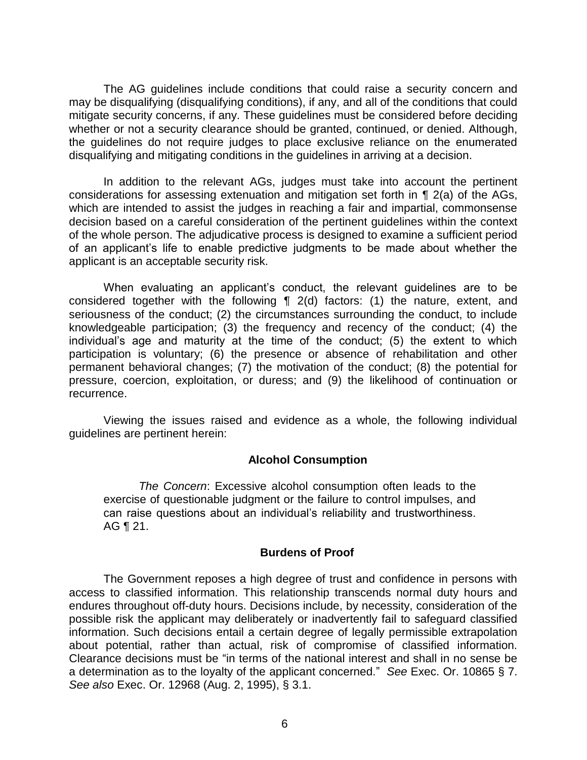The AG guidelines include conditions that could raise a security concern and may be disqualifying (disqualifying conditions), if any, and all of the conditions that could mitigate security concerns, if any. These guidelines must be considered before deciding whether or not a security clearance should be granted, continued, or denied. Although, the guidelines do not require judges to place exclusive reliance on the enumerated disqualifying and mitigating conditions in the guidelines in arriving at a decision.

In addition to the relevant AGs, judges must take into account the pertinent considerations for assessing extenuation and mitigation set forth in ¶ 2(a) of the AGs, which are intended to assist the judges in reaching a fair and impartial, commonsense decision based on a careful consideration of the pertinent guidelines within the context of the whole person. The adjudicative process is designed to examine a sufficient period of an applicant's life to enable predictive judgments to be made about whether the applicant is an acceptable security risk.

When evaluating an applicant's conduct, the relevant guidelines are to be considered together with the following ¶ 2(d) factors: (1) the nature, extent, and seriousness of the conduct; (2) the circumstances surrounding the conduct, to include knowledgeable participation; (3) the frequency and recency of the conduct; (4) the individual's age and maturity at the time of the conduct; (5) the extent to which participation is voluntary; (6) the presence or absence of rehabilitation and other permanent behavioral changes; (7) the motivation of the conduct; (8) the potential for pressure, coercion, exploitation, or duress; and (9) the likelihood of continuation or recurrence.

Viewing the issues raised and evidence as a whole, the following individual guidelines are pertinent herein:

## Alcohol Consumption

> *The Concern*: Excessive alcohol consumption often leads to the exercise of questionable judgment or the failure to control impulses, and can raise questions about an individual's reliability and trustworthiness. AG ¶ 21.

## Burdens of Proof

The Government reposes a high degree of trust and confidence in persons with access to classified information. This relationship transcends normal duty hours and endures throughout off-duty hours. Decisions include, by necessity, consideration of the possible risk the applicant may deliberately or inadvertently fail to safeguard classified information. Such decisions entail a certain degree of legally permissible extrapolation about potential, rather than actual, risk of compromise of classified information. Clearance decisions must be "in terms of the national interest and shall in no sense be a determination as to the loyalty of the applicant concerned." *See* Exec. Or. 10865 § 7. *See also* Exec. Or. 12968 (Aug. 2, 1995), § 3.1.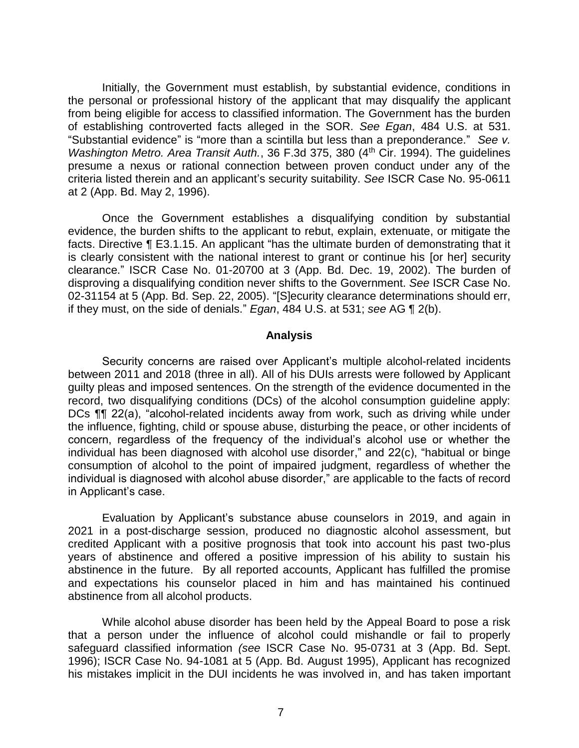Initially, the Government must establish, by substantial evidence, conditions in the personal or professional history of the applicant that may disqualify the applicant from being eligible for access to classified information. The Government has the burden of establishing controverted facts alleged in the SOR. *See Egan*, 484 U.S. at 531. "Substantial evidence" is "more than a scintilla but less than a preponderance." *See v. Washington Metro. Area Transit Auth.*, 36 F.3d 375, 380 (4th Cir. 1994). The guidelines presume a nexus or rational connection between proven conduct under any of the criteria listed therein and an applicant's security suitability. *See* ISCR Case No. 95-0611 at 2 (App. Bd. May 2, 1996).

Once the Government establishes a disqualifying condition by substantial evidence, the burden shifts to the applicant to rebut, explain, extenuate, or mitigate the facts. Directive ¶ E3.1.15. An applicant "has the ultimate burden of demonstrating that it is clearly consistent with the national interest to grant or continue his [or her] security clearance." ISCR Case No. 01-20700 at 3 (App. Bd. Dec. 19, 2002). The burden of disproving a disqualifying condition never shifts to the Government. *See* ISCR Case No. 02-31154 at 5 (App. Bd. Sep. 22, 2005). "[S]ecurity clearance determinations should err, if they must, on the side of denials." *Egan*, 484 U.S. at 531; *see* AG ¶ 2(b).

## Analysis

Security concerns are raised over Applicant's multiple alcohol-related incidents between 2011 and 2018 (three in all). All of his DUIs arrests were followed by Applicant guilty pleas and imposed sentences. On the strength of the evidence documented in the record, two disqualifying conditions (DCs) of the alcohol consumption guideline apply: DCs ¶¶ 22(a), "alcohol-related incidents away from work, such as driving while under the influence, fighting, child or spouse abuse, disturbing the peace, or other incidents of concern, regardless of the frequency of the individual's alcohol use or whether the individual has been diagnosed with alcohol use disorder," and 22(c), "habitual or binge consumption of alcohol to the point of impaired judgment, regardless of whether the individual is diagnosed with alcohol abuse disorder," are applicable to the facts of record in Applicant's case.

Evaluation by Applicant's substance abuse counselors in 2019, and again in 2021 in a post-discharge session, produced no diagnostic alcohol assessment, but credited Applicant with a positive prognosis that took into account his past two-plus years of abstinence and offered a positive impression of his ability to sustain his abstinence in the future. By all reported accounts, Applicant has fulfilled the promise and expectations his counselor placed in him and has maintained his continued abstinence from all alcohol products.

While alcohol abuse disorder has been held by the Appeal Board to pose a risk that a person under the influence of alcohol could mishandle or fail to properly safeguard classified information *(see* ISCR Case No. 95-0731 at 3 (App. Bd. Sept. 1996); ISCR Case No. 94-1081 at 5 (App. Bd. August 1995), Applicant has recognized his mistakes implicit in the DUI incidents he was involved in, and has taken important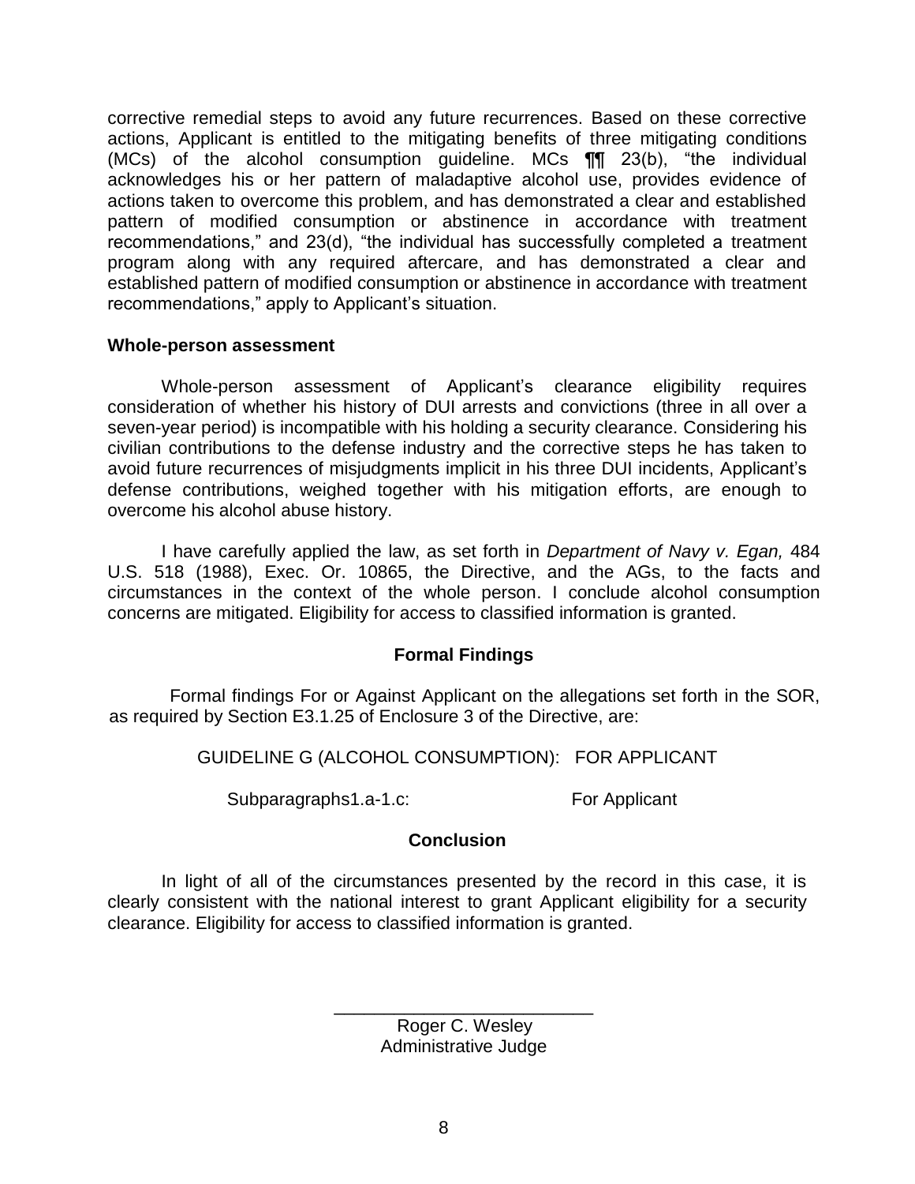corrective remedial steps to avoid any future recurrences. Based on these corrective actions, Applicant is entitled to the mitigating benefits of three mitigating conditions (MCs) of the alcohol consumption guideline. MCs ¶¶ 23(b), "the individual acknowledges his or her pattern of maladaptive alcohol use, provides evidence of actions taken to overcome this problem, and has demonstrated a clear and established pattern of modified consumption or abstinence in accordance with treatment recommendations," and 23(d), "the individual has successfully completed a treatment program along with any required aftercare, and has demonstrated a clear and established pattern of modified consumption or abstinence in accordance with treatment recommendations," apply to Applicant's situation.

**Whole-person assessment**

Whole-person assessment of Applicant's clearance eligibility requires consideration of whether his history of DUI arrests and convictions (three in all over a seven-year period) is incompatible with his holding a security clearance. Considering his civilian contributions to the defense industry and the corrective steps he has taken to avoid future recurrences of misjudgments implicit in his three DUI incidents, Applicant's defense contributions, weighed together with his mitigation efforts, are enough to overcome his alcohol abuse history.

I have carefully applied the law, as set forth in *Department of Navy v. Egan,* 484 U.S. 518 (1988), Exec. Or. 10865, the Directive, and the AGs, to the facts and circumstances in the context of the whole person. I conclude alcohol consumption concerns are mitigated. Eligibility for access to classified information is granted.

## Formal Findings

Formal findings For or Against Applicant on the allegations set forth in the SOR, as required by Section E3.1.25 of Enclosure 3 of the Directive, are:

GUIDELINE G (ALCOHOL CONSUMPTION): FOR APPLICANT

Subparagraphs1.a-1.c: For Applicant

## Conclusion

In light of all of the circumstances presented by the record in this case, it is clearly consistent with the national interest to grant Applicant eligibility for a security clearance. Eligibility for access to classified information is granted.

\_\_\_\_\_\_\_\_\_\_\_\_\_\_\_\_\_\_\_\_\_\_\_\_\_\_

Roger C. Wesley
Administrative Judge